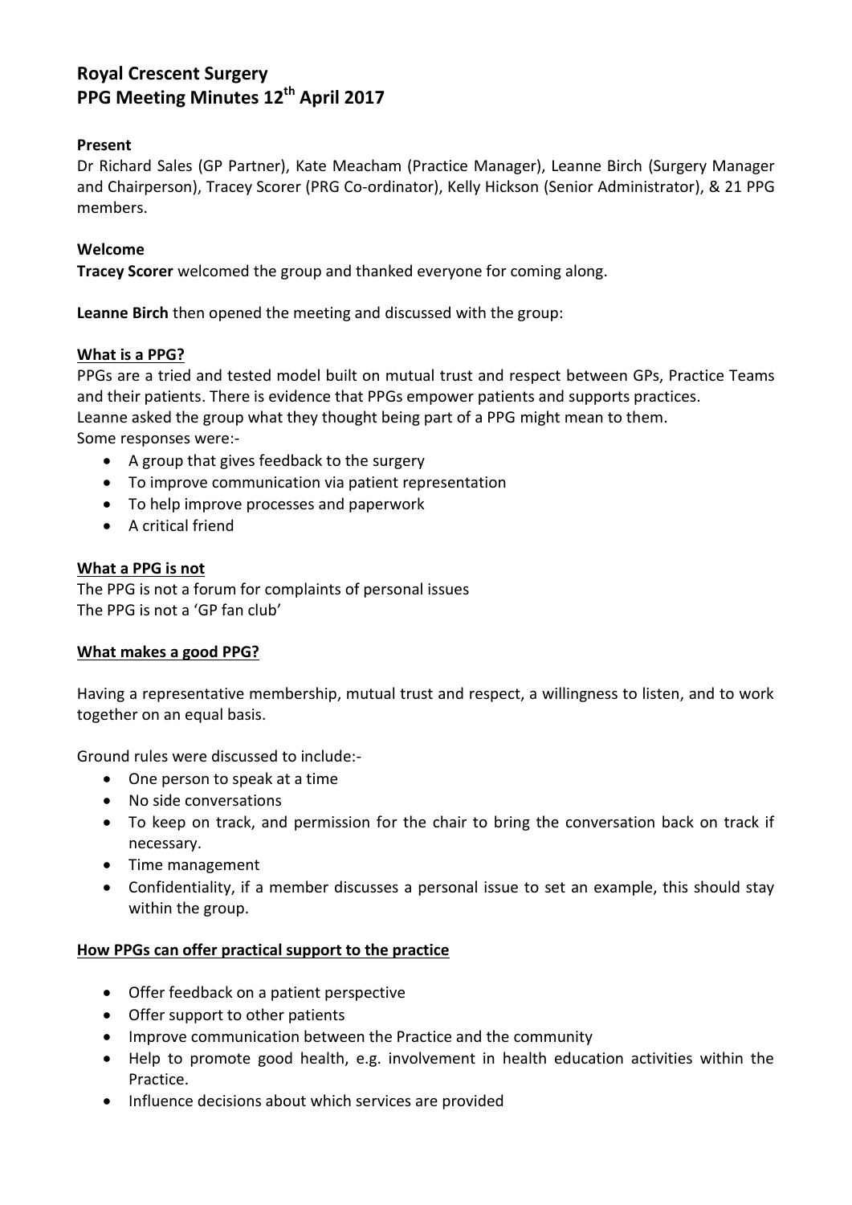# Royal Crescent Surgery
# PPG Meeting Minutes 12th April 2017

**Present**

Dr Richard Sales (GP Partner), Kate Meacham (Practice Manager), Leanne Birch (Surgery Manager and Chairperson), Tracey Scorer (PRG Co-ordinator), Kelly Hickson (Senior Administrator), & 21 PPG members.

**Welcome**

**Tracey Scorer** welcomed the group and thanked everyone for coming along.

**Leanne Birch** then opened the meeting and discussed with the group:

**<u>What is a PPG?</u>**

PPGs are a tried and tested model built on mutual trust and respect between GPs, Practice Teams and their patients. There is evidence that PPGs empower patients and supports practices.
Leanne asked the group what they thought being part of a PPG might mean to them.
Some responses were:-

- A group that gives feedback to the surgery
- To improve communication via patient representation
- To help improve processes and paperwork
- A critical friend

**<u>What a PPG is not</u>**

The PPG is not a forum for complaints of personal issues
The PPG is not a 'GP fan club'

**<u>What makes a good PPG?</u>**

Having a representative membership, mutual trust and respect, a willingness to listen, and to work together on an equal basis.

Ground rules were discussed to include:-

- One person to speak at a time
- No side conversations
- To keep on track, and permission for the chair to bring the conversation back on track if necessary.
- Time management
- Confidentiality, if a member discusses a personal issue to set an example, this should stay within the group.

**<u>How PPGs can offer practical support to the practice</u>**

- Offer feedback on a patient perspective
- Offer support to other patients
- Improve communication between the Practice and the community
- Help to promote good health, e.g. involvement in health education activities within the Practice.
- Influence decisions about which services are provided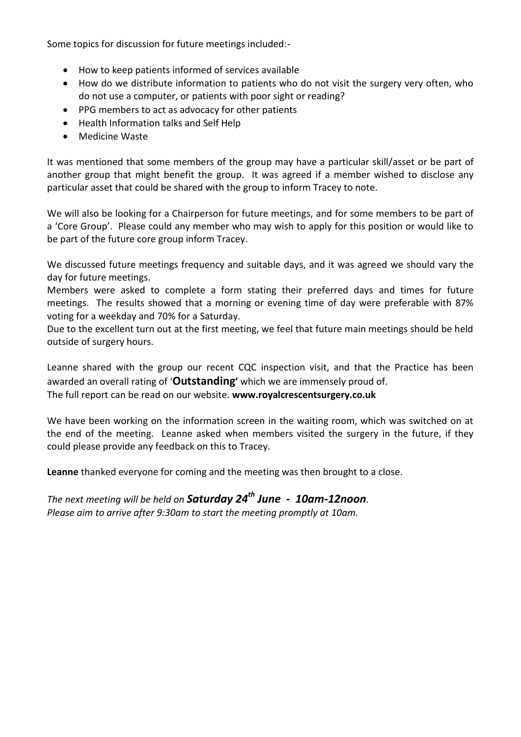Some topics for discussion for future meetings included:-

- How to keep patients informed of services available
- How do we distribute information to patients who do not visit the surgery very often, who do not use a computer, or patients with poor sight or reading?
- PPG members to act as advocacy for other patients
- Health Information talks and Self Help
- Medicine Waste

It was mentioned that some members of the group may have a particular skill/asset or be part of another group that might benefit the group. It was agreed if a member wished to disclose any particular asset that could be shared with the group to inform Tracey to note.

We will also be looking for a Chairperson for future meetings, and for some members to be part of a 'Core Group'. Please could any member who may wish to apply for this position or would like to be part of the future core group inform Tracey.

We discussed future meetings frequency and suitable days, and it was agreed we should vary the day for future meetings.
Members were asked to complete a form stating their preferred days and times for future meetings. The results showed that a morning or evening time of day were preferable with 87% voting for a weekday and 70% for a Saturday.
Due to the excellent turn out at the first meeting, we feel that future main meetings should be held outside of surgery hours.

Leanne shared with the group our recent CQC inspection visit, and that the Practice has been awarded an overall rating of '**Outstanding**' which we are immensely proud of.
The full report can be read on our website. **www.royalcrescentsurgery.co.uk**

We have been working on the information screen in the waiting room, which was switched on at the end of the meeting. Leanne asked when members visited the surgery in the future, if they could please provide any feedback on this to Tracey.

**Leanne** thanked everyone for coming and the meeting was then brought to a close.

*The next meeting will be held on* ***Saturday 24th June - 10am-12noon****.*
*Please aim to arrive after 9:30am to start the meeting promptly at 10am.*